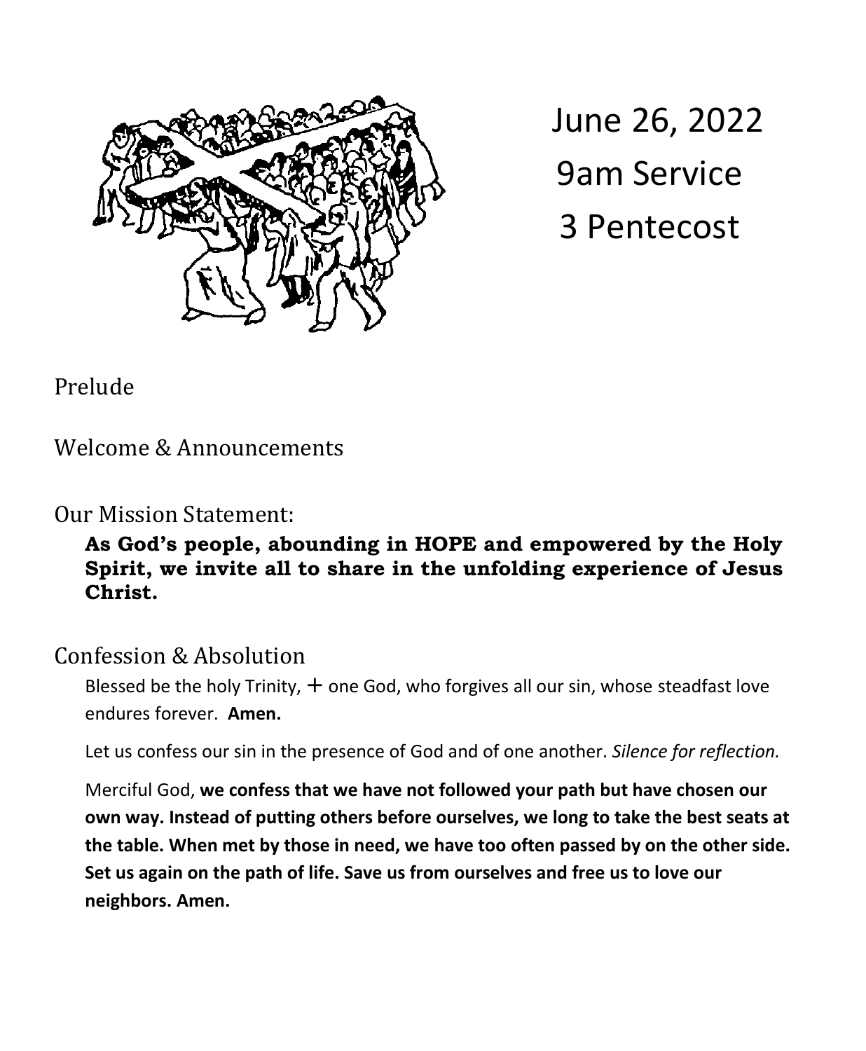June 26, 2022
9am Service
3 Pentecost

## Prelude

## Welcome & Announcements

## Our Mission Statement:

**As God's people, abounding in HOPE and empowered by the Holy Spirit, we invite all to share in the unfolding experience of Jesus Christ.**

## Confession & Absolution

Blessed be the holy Trinity, + one God, who forgives all our sin, whose steadfast love endures forever. **Amen.**

Let us confess our sin in the presence of God and of one another. *Silence for reflection.*

Merciful God, **we confess that we have not followed your path but have chosen our own way. Instead of putting others before ourselves, we long to take the best seats at the table. When met by those in need, we have too often passed by on the other side. Set us again on the path of life. Save us from ourselves and free us to love our neighbors. Amen.**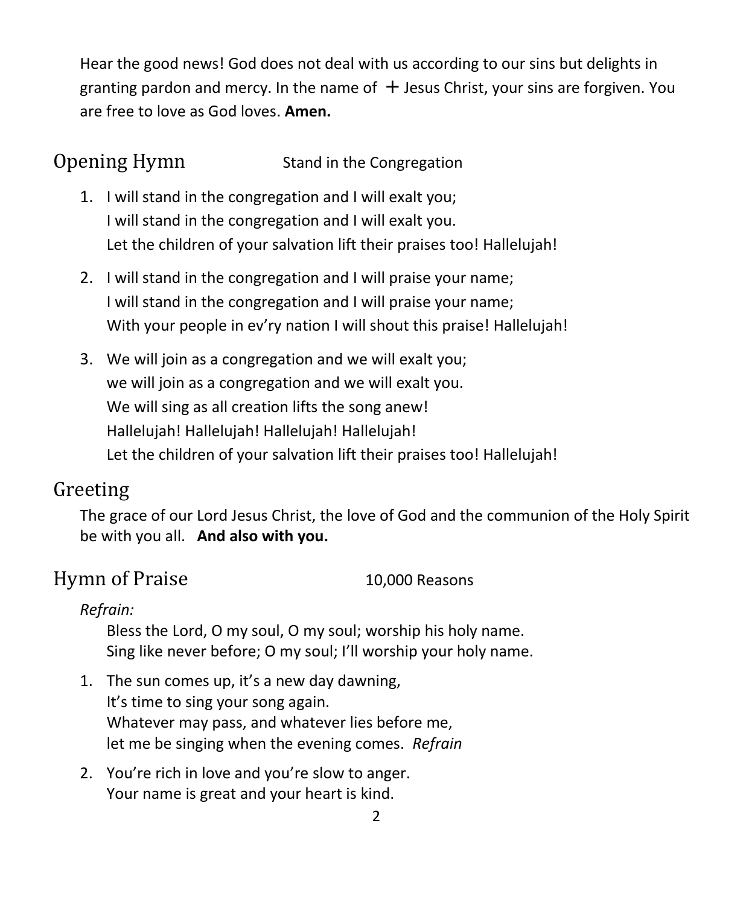Hear the good news! God does not deal with us according to our sins but delights in granting pardon and mercy. In the name of + Jesus Christ, your sins are forgiven. You are free to love as God loves. **Amen.**

## Opening Hymn — Stand in the Congregation

1. I will stand in the congregation and I will exalt you;
   I will stand in the congregation and I will exalt you.
   Let the children of your salvation lift their praises too! Hallelujah!

2. I will stand in the congregation and I will praise your name;
   I will stand in the congregation and I will praise your name;
   With your people in ev'ry nation I will shout this praise! Hallelujah!

3. We will join as a congregation and we will exalt you;
   we will join as a congregation and we will exalt you.
   We will sing as all creation lifts the song anew!
   Hallelujah! Hallelujah! Hallelujah! Hallelujah!
   Let the children of your salvation lift their praises too! Hallelujah!

## Greeting

The grace of our Lord Jesus Christ, the love of God and the communion of the Holy Spirit be with you all. **And also with you.**

## Hymn of Praise — 10,000 Reasons

*Refrain:*

Bless the Lord, O my soul, O my soul; worship his holy name.
Sing like never before; O my soul; I'll worship your holy name.

1. The sun comes up, it's a new day dawning,
   It's time to sing your song again.
   Whatever may pass, and whatever lies before me,
   let me be singing when the evening comes. *Refrain*

2. You're rich in love and you're slow to anger.
   Your name is great and your heart is kind.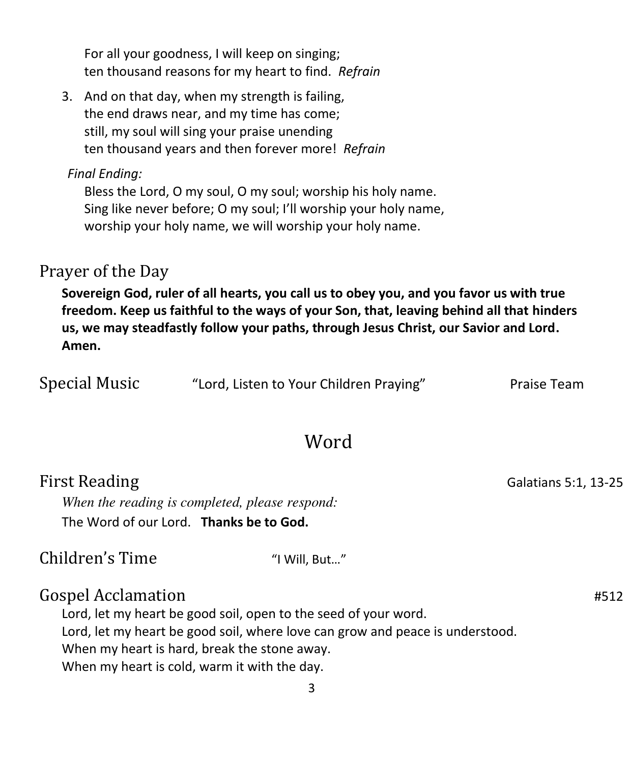For all your goodness, I will keep on singing;
ten thousand reasons for my heart to find. *Refrain*

3. And on that day, when my strength is failing,
   the end draws near, and my time has come;
   still, my soul will sing your praise unending
   ten thousand years and then forever more! *Refrain*

*Final Ending:*

Bless the Lord, O my soul, O my soul; worship his holy name.
Sing like never before; O my soul; I'll worship your holy name,
worship your holy name, we will worship your holy name.

## Prayer of the Day

**Sovereign God, ruler of all hearts, you call us to obey you, and you favor us with true freedom. Keep us faithful to the ways of your Son, that, leaving behind all that hinders us, we may steadfastly follow your paths, through Jesus Christ, our Savior and Lord. Amen.**

## Special Music — "Lord, Listen to Your Children Praying" — Praise Team

# Word

## First Reading — Galatians 5:1, 13-25

*When the reading is completed, please respond:*

The Word of our Lord. **Thanks be to God.**

## Children's Time — "I Will, But…"

## Gospel Acclamation — #512

Lord, let my heart be good soil, open to the seed of your word.
Lord, let my heart be good soil, where love can grow and peace is understood.
When my heart is hard, break the stone away.
When my heart is cold, warm it with the day.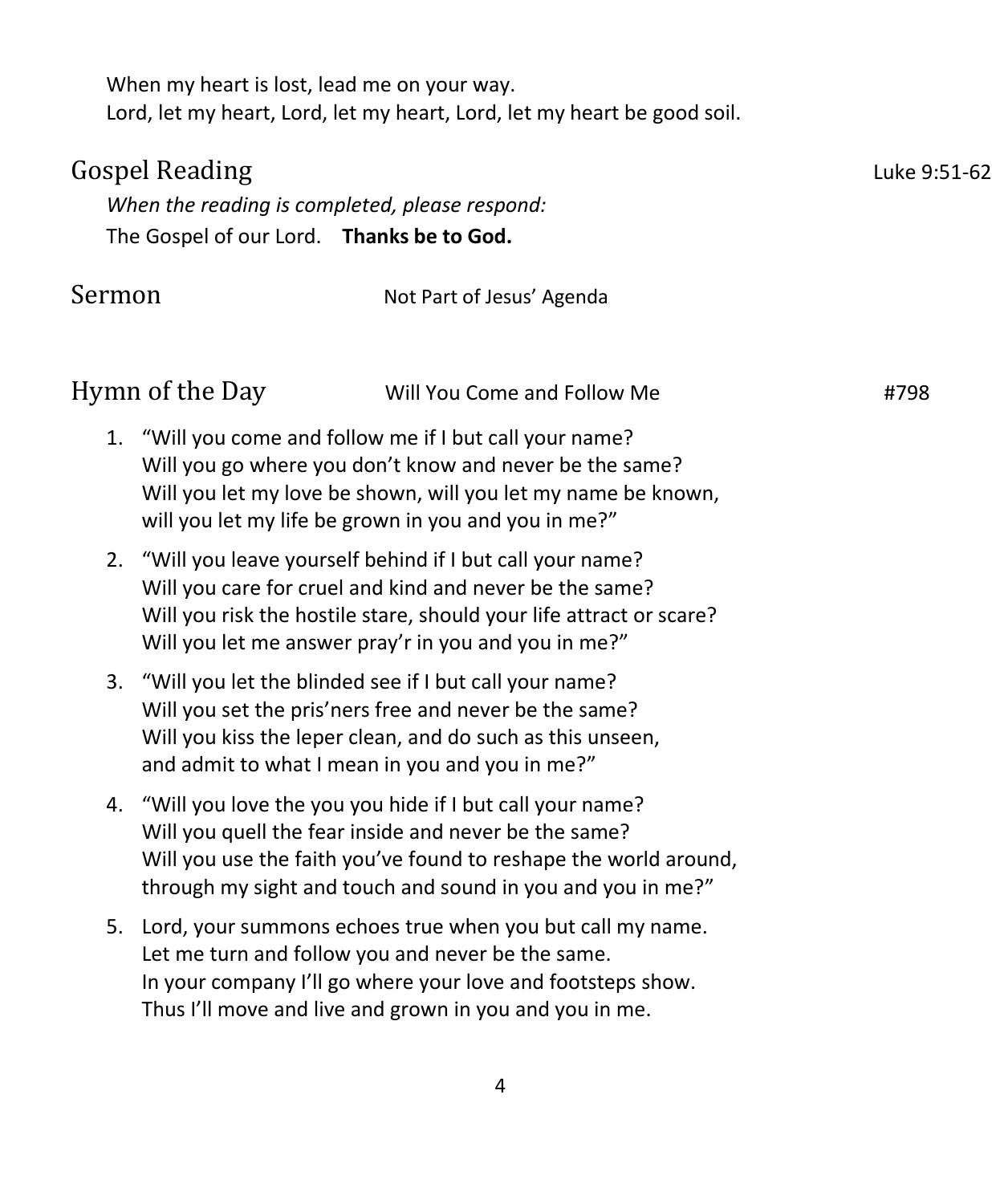When my heart is lost, lead me on your way.
Lord, let my heart, Lord, let my heart, Lord, let my heart be good soil.

## Gospel Reading — Luke 9:51-62

*When the reading is completed, please respond:*

The Gospel of our Lord. **Thanks be to God.**

## Sermon — Not Part of Jesus' Agenda

## Hymn of the Day — Will You Come and Follow Me — #798

1. "Will you come and follow me if I but call your name?
   Will you go where you don't know and never be the same?
   Will you let my love be shown, will you let my name be known,
   will you let my life be grown in you and you in me?"

2. "Will you leave yourself behind if I but call your name?
   Will you care for cruel and kind and never be the same?
   Will you risk the hostile stare, should your life attract or scare?
   Will you let me answer pray'r in you and you in me?"

3. "Will you let the blinded see if I but call your name?
   Will you set the pris'ners free and never be the same?
   Will you kiss the leper clean, and do such as this unseen,
   and admit to what I mean in you and you in me?"

4. "Will you love the you you hide if I but call your name?
   Will you quell the fear inside and never be the same?
   Will you use the faith you've found to reshape the world around,
   through my sight and touch and sound in you and you in me?"

5. Lord, your summons echoes true when you but call my name.
   Let me turn and follow you and never be the same.
   In your company I'll go where your love and footsteps show.
   Thus I'll move and live and grown in you and you in me.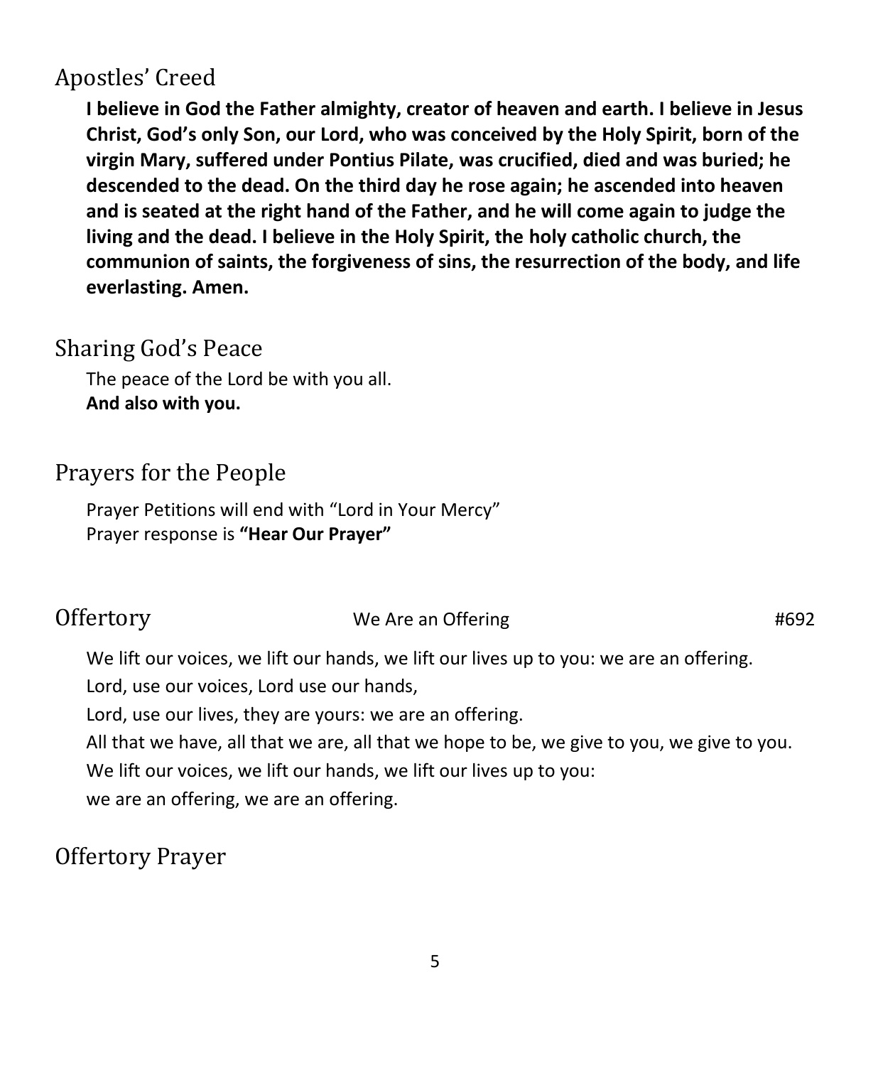## Apostles' Creed

**I believe in God the Father almighty, creator of heaven and earth. I believe in Jesus Christ, God's only Son, our Lord, who was conceived by the Holy Spirit, born of the virgin Mary, suffered under Pontius Pilate, was crucified, died and was buried; he descended to the dead. On the third day he rose again; he ascended into heaven and is seated at the right hand of the Father, and he will come again to judge the living and the dead. I believe in the Holy Spirit, the holy catholic church, the communion of saints, the forgiveness of sins, the resurrection of the body, and life everlasting. Amen.**

## Sharing God's Peace

The peace of the Lord be with you all.
**And also with you.**

## Prayers for the People

Prayer Petitions will end with "Lord in Your Mercy"
Prayer response is **"Hear Our Prayer"**

## Offertory — We Are an Offering — #692

We lift our voices, we lift our hands, we lift our lives up to you: we are an offering.
Lord, use our voices, Lord use our hands,
Lord, use our lives, they are yours: we are an offering.
All that we have, all that we are, all that we hope to be, we give to you, we give to you.
We lift our voices, we lift our hands, we lift our lives up to you:
we are an offering, we are an offering.

## Offertory Prayer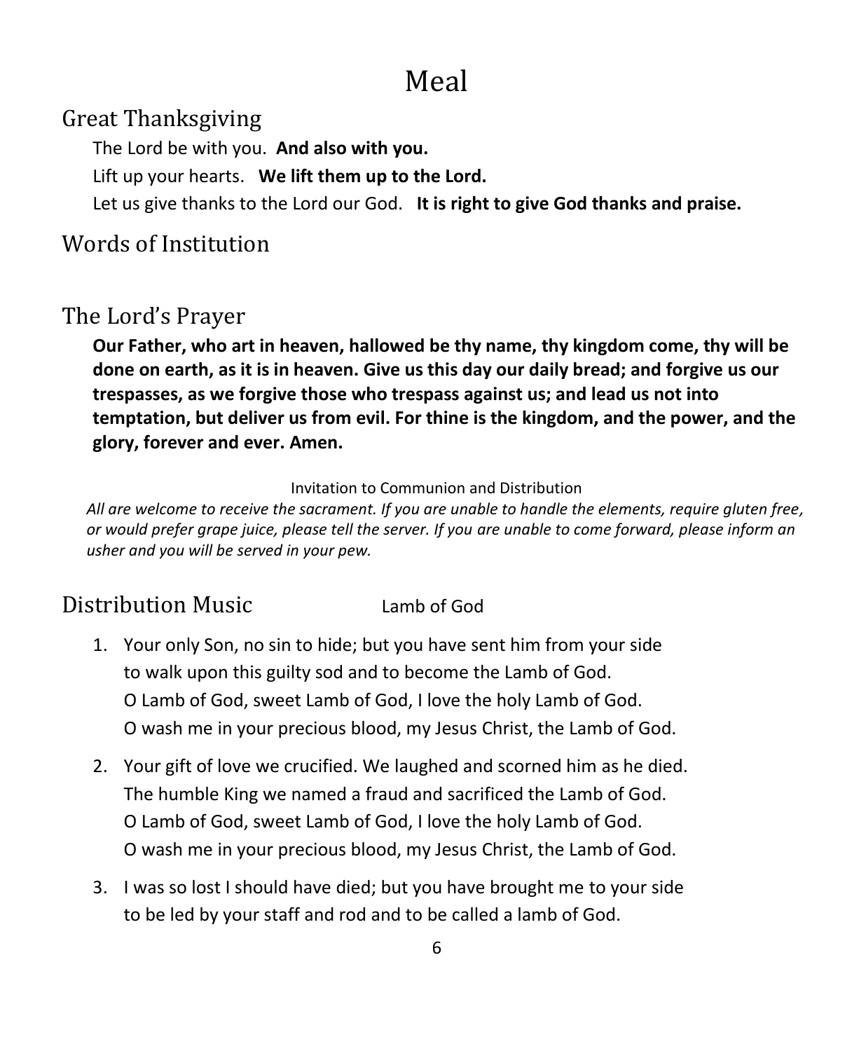# Meal

## Great Thanksgiving

The Lord be with you. **And also with you.**

Lift up your hearts. **We lift them up to the Lord.**

Let us give thanks to the Lord our God. **It is right to give God thanks and praise.**

## Words of Institution

## The Lord's Prayer

**Our Father, who art in heaven, hallowed be thy name, thy kingdom come, thy will be done on earth, as it is in heaven. Give us this day our daily bread; and forgive us our trespasses, as we forgive those who trespass against us; and lead us not into temptation, but deliver us from evil. For thine is the kingdom, and the power, and the glory, forever and ever. Amen.**

Invitation to Communion and Distribution

*All are welcome to receive the sacrament. If you are unable to handle the elements, require gluten free, or would prefer grape juice, please tell the server. If you are unable to come forward, please inform an usher and you will be served in your pew.*

## Distribution Music — Lamb of God

1. Your only Son, no sin to hide; but you have sent him from your side
   to walk upon this guilty sod and to become the Lamb of God.
   O Lamb of God, sweet Lamb of God, I love the holy Lamb of God.
   O wash me in your precious blood, my Jesus Christ, the Lamb of God.
2. Your gift of love we crucified. We laughed and scorned him as he died.
   The humble King we named a fraud and sacrificed the Lamb of God.
   O Lamb of God, sweet Lamb of God, I love the holy Lamb of God.
   O wash me in your precious blood, my Jesus Christ, the Lamb of God.
3. I was so lost I should have died; but you have brought me to your side
   to be led by your staff and rod and to be called a lamb of God.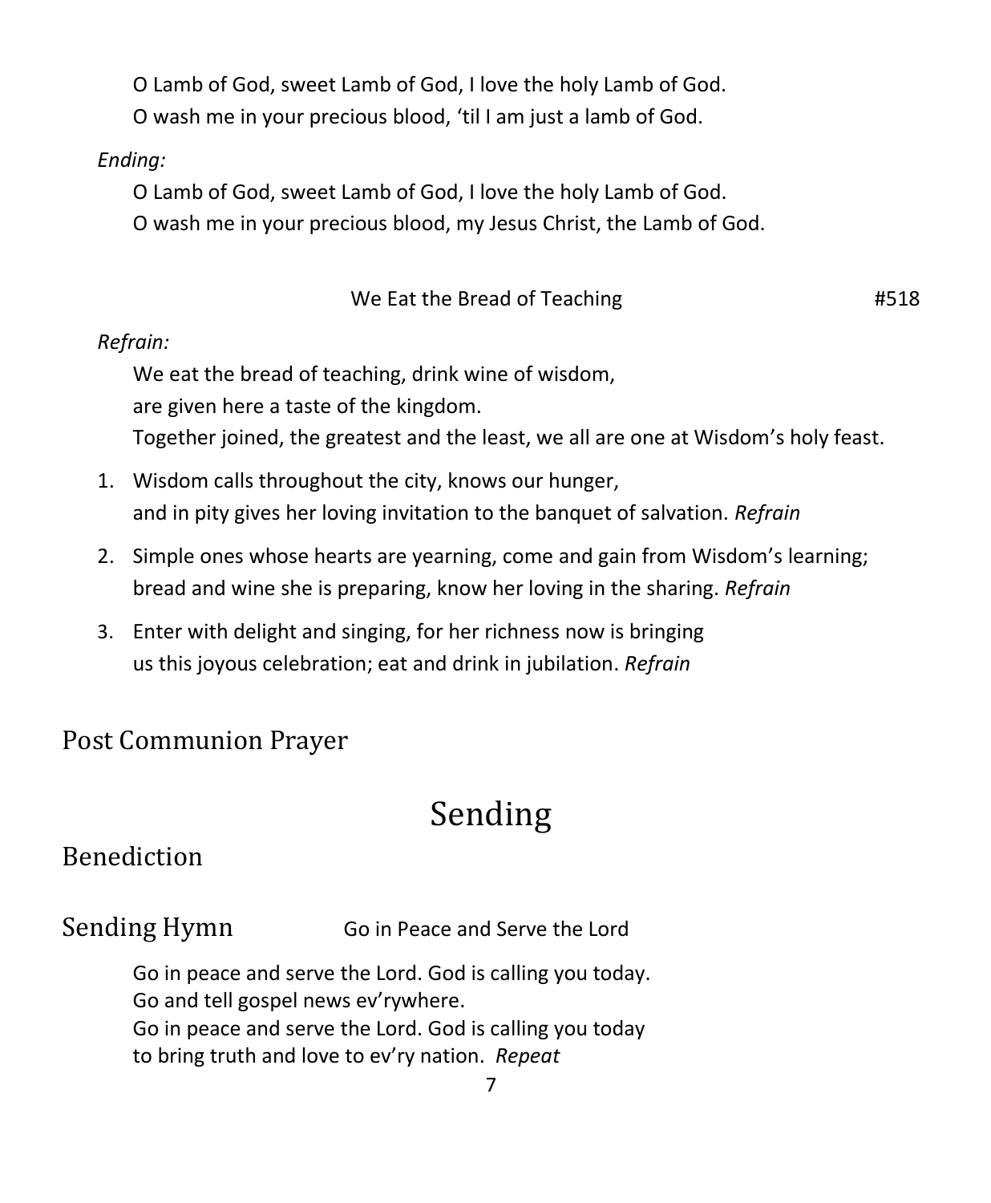O Lamb of God, sweet Lamb of God, I love the holy Lamb of God.
O wash me in your precious blood, 'til I am just a lamb of God.

*Ending:*

O Lamb of God, sweet Lamb of God, I love the holy Lamb of God.
O wash me in your precious blood, my Jesus Christ, the Lamb of God.

We Eat the Bread of Teaching #518

*Refrain:*

We eat the bread of teaching, drink wine of wisdom,
are given here a taste of the kingdom.
Together joined, the greatest and the least, we all are one at Wisdom's holy feast.

1. Wisdom calls throughout the city, knows our hunger,
and in pity gives her loving invitation to the banquet of salvation. *Refrain*
2. Simple ones whose hearts are yearning, come and gain from Wisdom's learning;
bread and wine she is preparing, know her loving in the sharing. *Refrain*
3. Enter with delight and singing, for her richness now is bringing
us this joyous celebration; eat and drink in jubilation. *Refrain*

## Post Communion Prayer

# Sending

## Benediction

## Sending Hymn

Go in Peace and Serve the Lord

Go in peace and serve the Lord. God is calling you today.
Go and tell gospel news ev'rywhere.
Go in peace and serve the Lord. God is calling you today
to bring truth and love to ev'ry nation. *Repeat*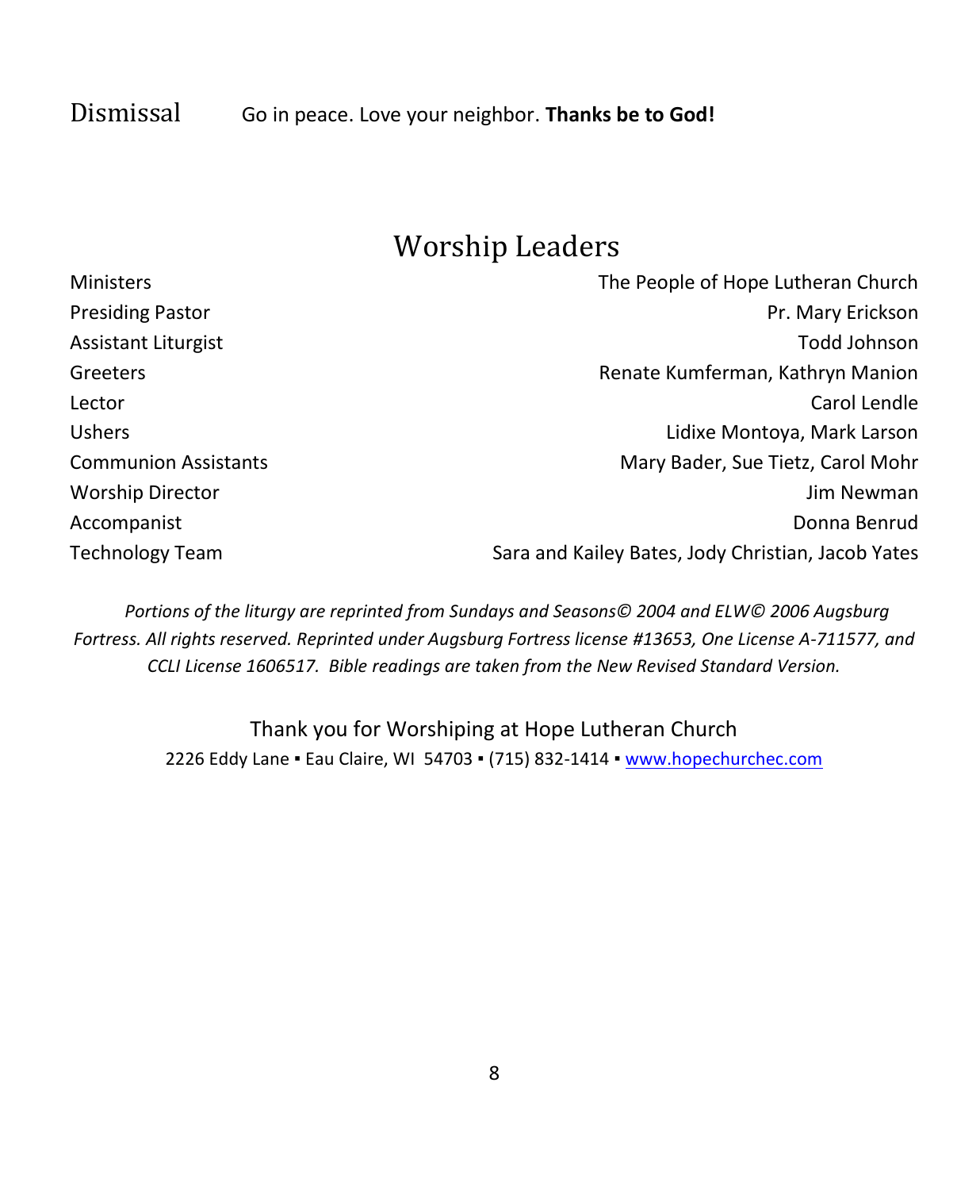Dismissal Go in peace. Love your neighbor. **Thanks be to God!**

## Worship Leaders

| | |
|---|---|
| Ministers | The People of Hope Lutheran Church |
| Presiding Pastor | Pr. Mary Erickson |
| Assistant Liturgist | Todd Johnson |
| Greeters | Renate Kumferman, Kathryn Manion |
| Lector | Carol Lendle |
| Ushers | Lidixe Montoya, Mark Larson |
| Communion Assistants | Mary Bader, Sue Tietz, Carol Mohr |
| Worship Director | Jim Newman |
| Accompanist | Donna Benrud |
| Technology Team | Sara and Kailey Bates, Jody Christian, Jacob Yates |

*Portions of the liturgy are reprinted from Sundays and Seasons© 2004 and ELW© 2006 Augsburg Fortress. All rights reserved. Reprinted under Augsburg Fortress license #13653, One License A-711577, and CCLI License 1606517. Bible readings are taken from the New Revised Standard Version.*

Thank you for Worshiping at Hope Lutheran Church

2226 Eddy Lane ▪ Eau Claire, WI 54703 ▪ (715) 832-1414 ▪ www.hopechurchec.com